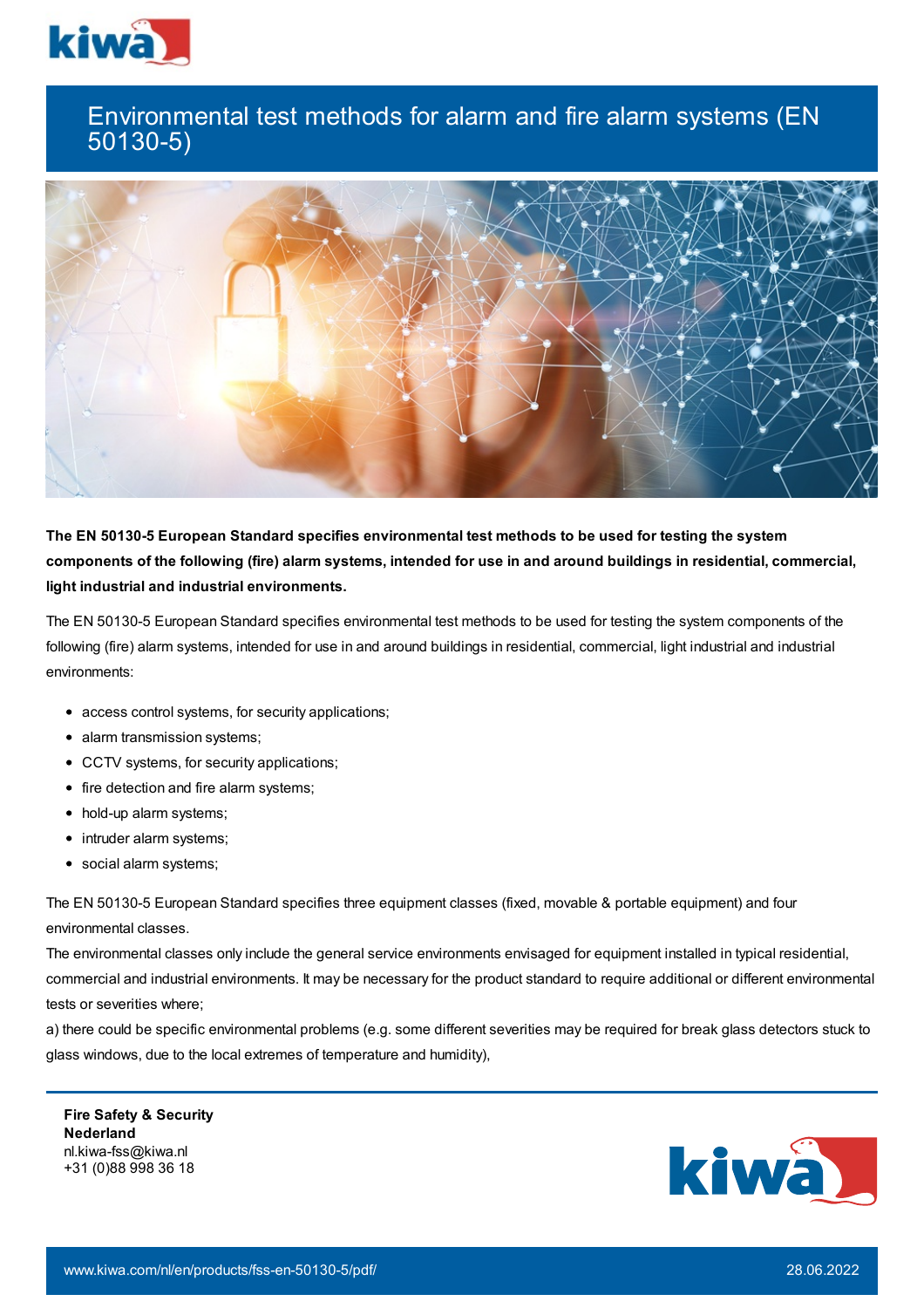# Environmental test methods for alarm and fire alarm systems (EN 50130-5)

**The EN 50130-5 European Standard specifies environmental test methods to be used for testing the system components of the following (fire) alarm systems, intended for use in and around buildings in residential, commercial, light industrial and industrial environments.**

The EN 50130-5 European Standard specifies environmental test methods to be used for testing the system components of the following (fire) alarm systems, intended for use in and around buildings in residential, commercial, light industrial and industrial environments:

- access control systems, for security applications;
- alarm transmission systems;
- CCTV systems, for security applications;
- fire detection and fire alarm systems;
- hold-up alarm systems;
- intruder alarm systems;
- social alarm systems;

The EN 50130-5 European Standard specifies three equipment classes (fixed, movable & portable equipment) and four environmental classes.

The environmental classes only include the general service environments envisaged for equipment installed in typical residential, commercial and industrial environments. It may be necessary for the product standard to require additional or different environmental tests or severities where;

a) there could be specific environmental problems (e.g. some different severities may be required for break glass detectors stuck to glass windows, due to the local extremes of temperature and humidity),

**Fire Safety & Security Nederland**
nl.kiwa-fss@kiwa.nl
+31 (0)88 998 36 18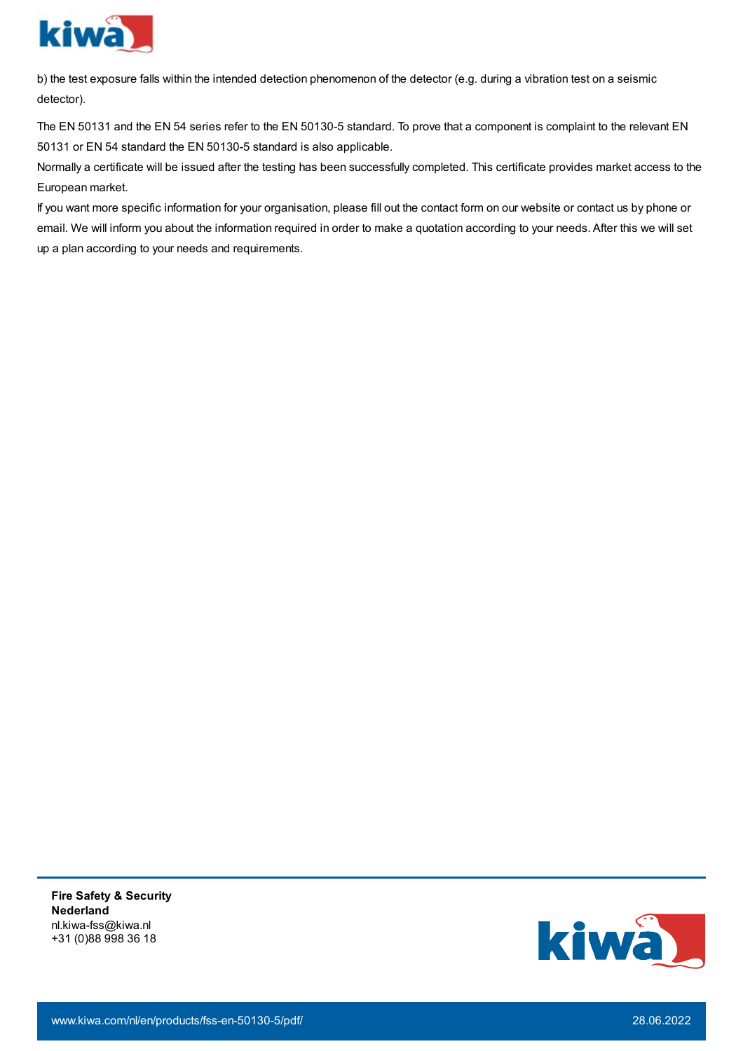b) the test exposure falls within the intended detection phenomenon of the detector (e.g. during a vibration test on a seismic detector).

The EN 50131 and the EN 54 series refer to the EN 50130-5 standard. To prove that a component is complaint to the relevant EN 50131 or EN 54 standard the EN 50130-5 standard is also applicable.

Normally a certificate will be issued after the testing has been successfully completed. This certificate provides market access to the European market.

If you want more specific information for your organisation, please fill out the contact form on our website or contact us by phone or email. We will inform you about the information required in order to make a quotation according to your needs. After this we will set up a plan according to your needs and requirements.

**Fire Safety & Security Nederland**
nl.kiwa-fss@kiwa.nl
+31 (0)88 998 36 18